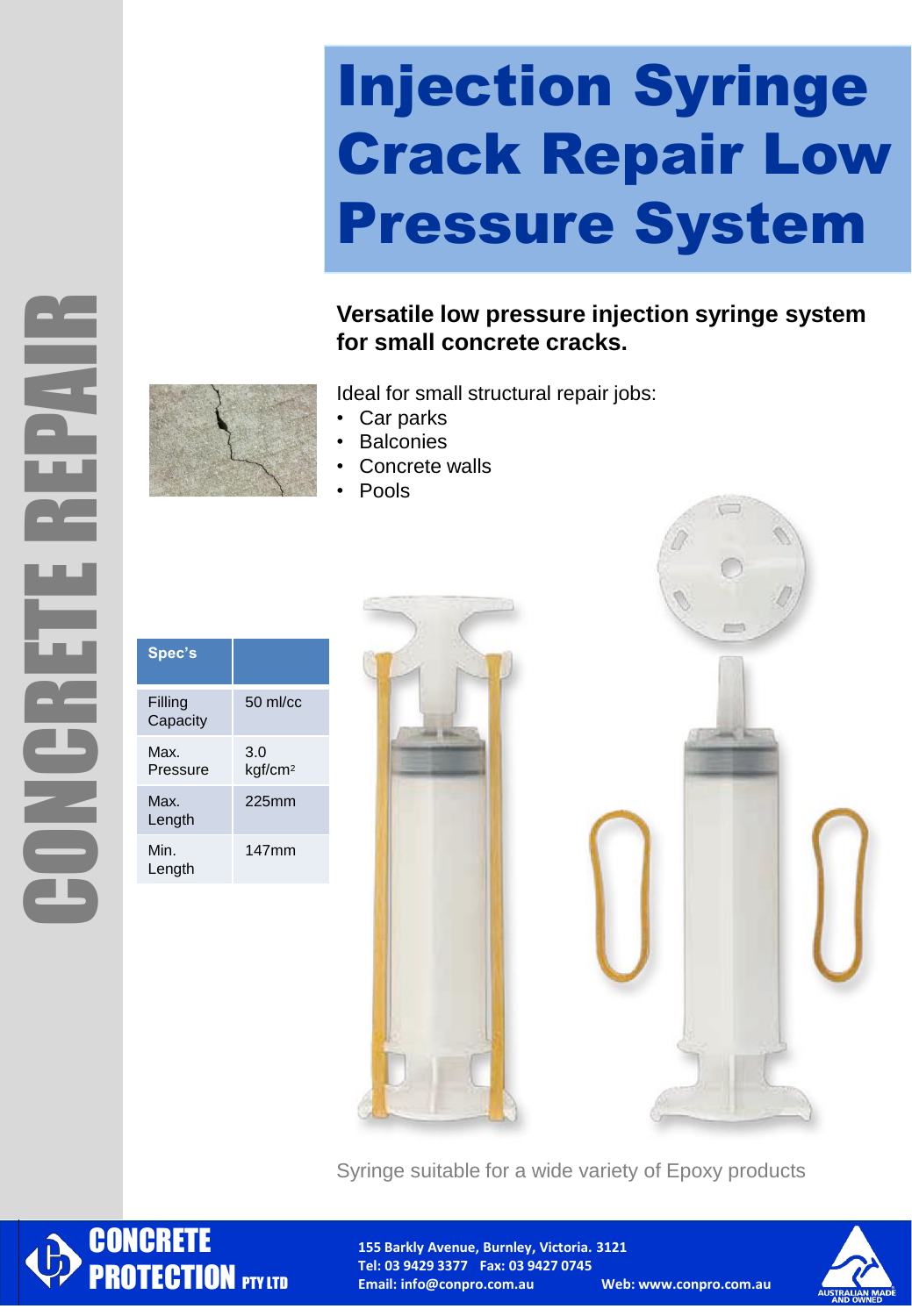CONCRETE REPAIR

# Injection Syringe Crack Repair Low Pressure System

**Versatile low pressure injection syringe system for small concrete cracks.**

Ideal for small structural repair jobs:

- Car parks
- Balconies
- Concrete walls
- Pools

| Spec's | |
|---|---|
| Filling Capacity | 50 ml/cc |
| Max. Pressure | 3.0 $kgf/cm^2$ |
| Max. Length | 225mm |
| Min. Length | 147mm |

Syringe suitable for a wide variety of Epoxy products

**CONCRETE PROTECTION PTY LTD**

155 Barkly Avenue, Burnley, Victoria. 3121
Tel: 03 9429 3377 Fax: 03 9427 0745
Email: info@conpro.com.au Web: www.conpro.com.au

AUSTRALIAN MADE AND OWNED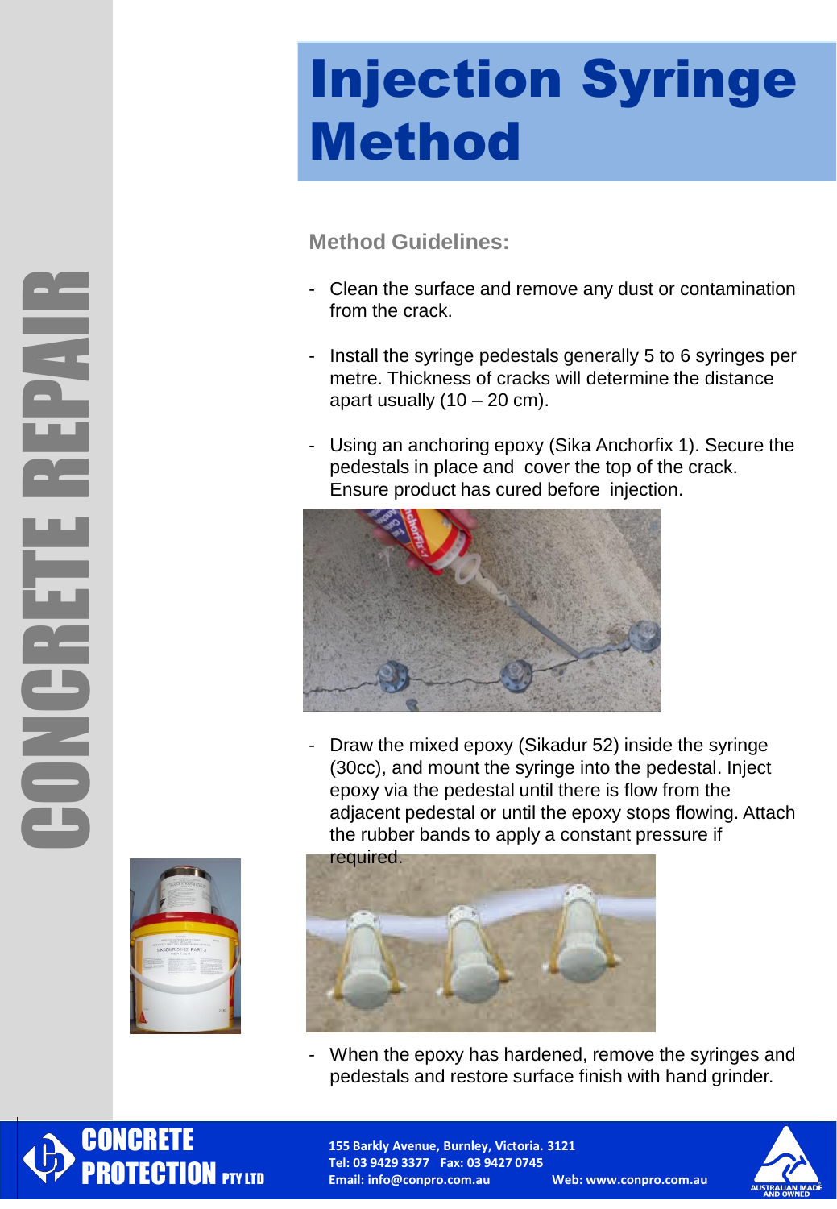# Injection Syringe Method

CONCRETE REPAIR

### Method Guidelines:

- Clean the surface and remove any dust or contamination from the crack.
- Install the syringe pedestals generally 5 to 6 syringes per metre. Thickness of cracks will determine the distance apart usually (10 – 20 cm).
- Using an anchoring epoxy (Sika Anchorfix 1). Secure the pedestals in place and cover the top of the crack. Ensure product has cured before injection.
- Draw the mixed epoxy (Sikadur 52) inside the syringe (30cc), and mount the syringe into the pedestal. Inject epoxy via the pedestal until there is flow from the adjacent pedestal or until the epoxy stops flowing. Attach the rubber bands to apply a constant pressure if required.
- When the epoxy has hardened, remove the syringes and pedestals and restore surface finish with hand grinder.

**CONCRETE PROTECTION PTY LTD**

155 Barkly Avenue, Burnley, Victoria. 3121
Tel: 03 9429 3377 Fax: 03 9427 0745
Email: info@conpro.com.au Web: www.conpro.com.au

AUSTRALIAN MADE AND OWNED